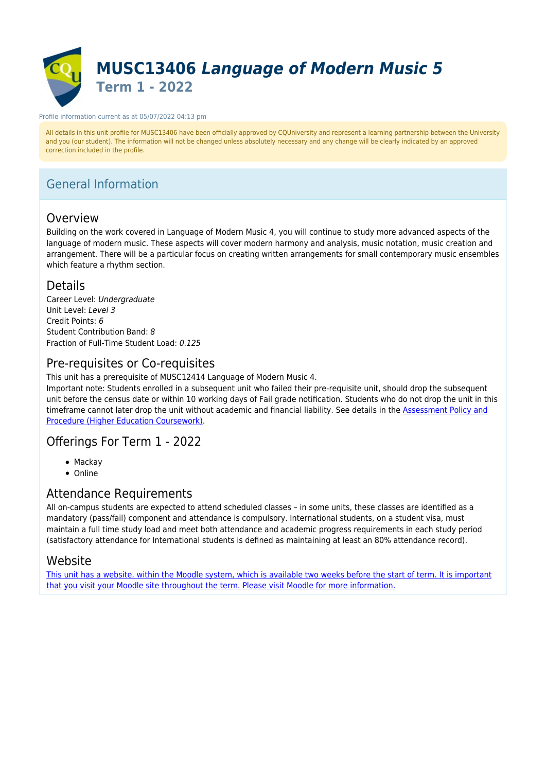# MUSC13406 *Language of Modern Music 5*

## Term 1 - 2022

Profile information current as at 05/07/2022 04:13 pm

All details in this unit profile for MUSC13406 have been officially approved by CQUniversity and represent a learning partnership between the University and you (our student). The information will not be changed unless absolutely necessary and any change will be clearly indicated by an approved correction included in the profile.

## General Information

### Overview

Building on the work covered in Language of Modern Music 4, you will continue to study more advanced aspects of the language of modern music. These aspects will cover modern harmony and analysis, music notation, music creation and arrangement. There will be a particular focus on creating written arrangements for small contemporary music ensembles which feature a rhythm section.

### Details

Career Level: *Undergraduate*
Unit Level: *Level 3*
Credit Points: *6*
Student Contribution Band: *8*
Fraction of Full-Time Student Load: *0.125*

### Pre-requisites or Co-requisites

This unit has a prerequisite of MUSC12414 Language of Modern Music 4.
Important note: Students enrolled in a subsequent unit who failed their pre-requisite unit, should drop the subsequent unit before the census date or within 10 working days of Fail grade notification. Students who do not drop the unit in this timeframe cannot later drop the unit without academic and financial liability. See details in the [Assessment Policy and Procedure (Higher Education Coursework)].

### Offerings For Term 1 - 2022

- Mackay
- Online

### Attendance Requirements

All on-campus students are expected to attend scheduled classes – in some units, these classes are identified as a mandatory (pass/fail) component and attendance is compulsory. International students, on a student visa, must maintain a full time study load and meet both attendance and academic progress requirements in each study period (satisfactory attendance for International students is defined as maintaining at least an 80% attendance record).

### Website

[This unit has a website, within the Moodle system, which is available two weeks before the start of term. It is important that you visit your Moodle site throughout the term. Please visit Moodle for more information.]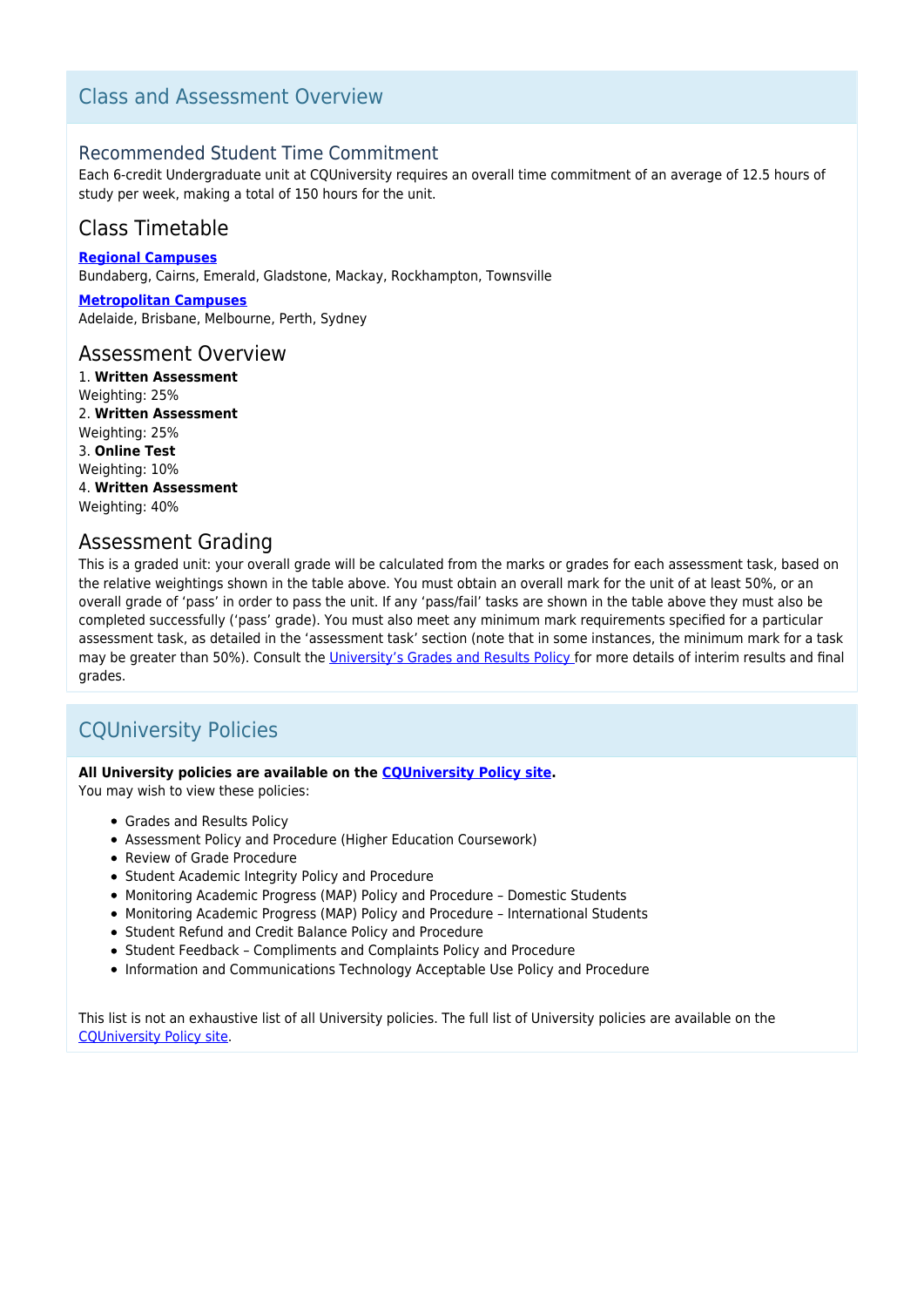## Class and Assessment Overview

### Recommended Student Time Commitment

Each 6-credit Undergraduate unit at CQUniversity requires an overall time commitment of an average of 12.5 hours of study per week, making a total of 150 hours for the unit.

### Class Timetable

**Regional Campuses**
Bundaberg, Cairns, Emerald, Gladstone, Mackay, Rockhampton, Townsville

**Metropolitan Campuses**
Adelaide, Brisbane, Melbourne, Perth, Sydney

### Assessment Overview

1. **Written Assessment**
Weighting: 25%
2. **Written Assessment**
Weighting: 25%
3. **Online Test**
Weighting: 10%
4. **Written Assessment**
Weighting: 40%

### Assessment Grading

This is a graded unit: your overall grade will be calculated from the marks or grades for each assessment task, based on the relative weightings shown in the table above. You must obtain an overall mark for the unit of at least 50%, or an overall grade of 'pass' in order to pass the unit. If any 'pass/fail' tasks are shown in the table above they must also be completed successfully ('pass' grade). You must also meet any minimum mark requirements specified for a particular assessment task, as detailed in the 'assessment task' section (note that in some instances, the minimum mark for a task may be greater than 50%). Consult the University's Grades and Results Policy for more details of interim results and final grades.

## CQUniversity Policies

**All University policies are available on the CQUniversity Policy site.**
You may wish to view these policies:

- Grades and Results Policy
- Assessment Policy and Procedure (Higher Education Coursework)
- Review of Grade Procedure
- Student Academic Integrity Policy and Procedure
- Monitoring Academic Progress (MAP) Policy and Procedure – Domestic Students
- Monitoring Academic Progress (MAP) Policy and Procedure – International Students
- Student Refund and Credit Balance Policy and Procedure
- Student Feedback – Compliments and Complaints Policy and Procedure
- Information and Communications Technology Acceptable Use Policy and Procedure

This list is not an exhaustive list of all University policies. The full list of University policies are available on the CQUniversity Policy site.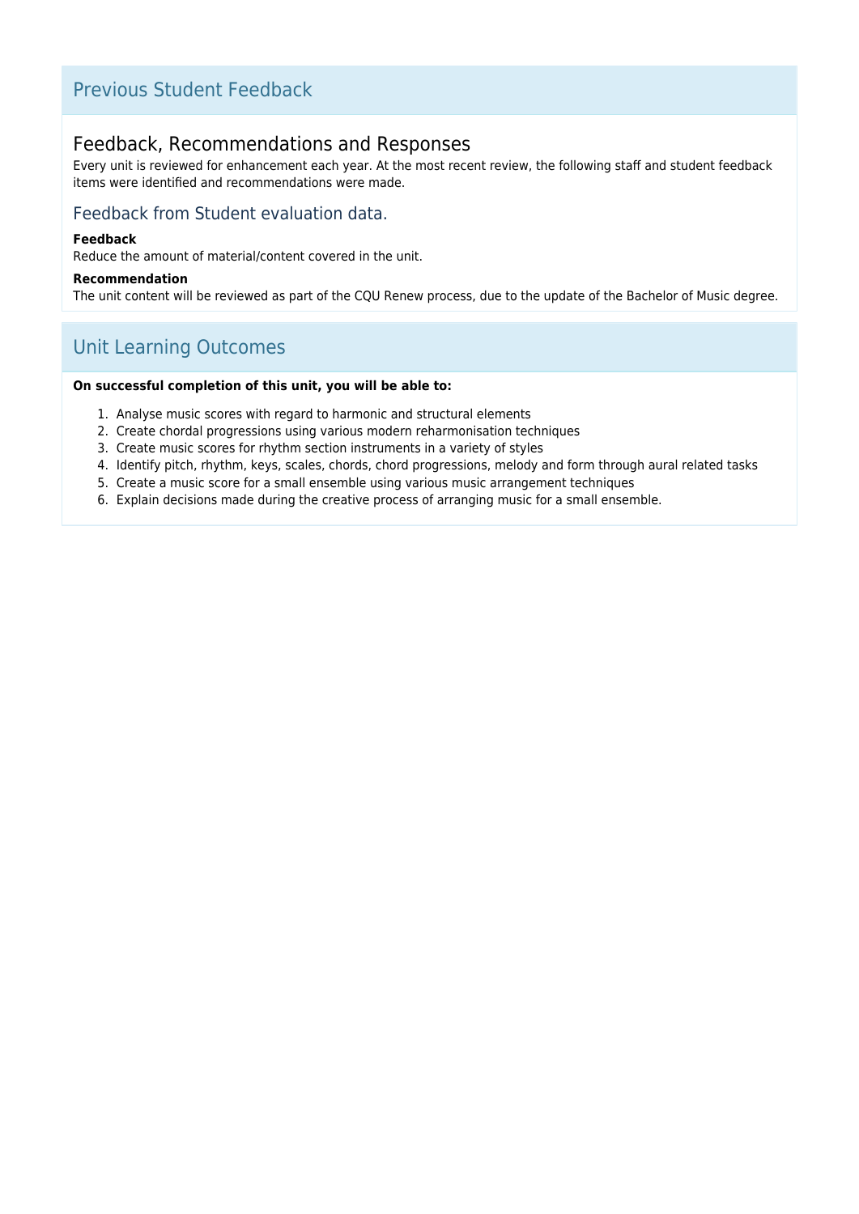## Previous Student Feedback

### Feedback, Recommendations and Responses

Every unit is reviewed for enhancement each year. At the most recent review, the following staff and student feedback items were identified and recommendations were made.

#### Feedback from Student evaluation data.

**Feedback**

Reduce the amount of material/content covered in the unit.

**Recommendation**

The unit content will be reviewed as part of the CQU Renew process, due to the update of the Bachelor of Music degree.

## Unit Learning Outcomes

**On successful completion of this unit, you will be able to:**

1. Analyse music scores with regard to harmonic and structural elements
2. Create chordal progressions using various modern reharmonisation techniques
3. Create music scores for rhythm section instruments in a variety of styles
4. Identify pitch, rhythm, keys, scales, chords, chord progressions, melody and form through aural related tasks
5. Create a music score for a small ensemble using various music arrangement techniques
6. Explain decisions made during the creative process of arranging music for a small ensemble.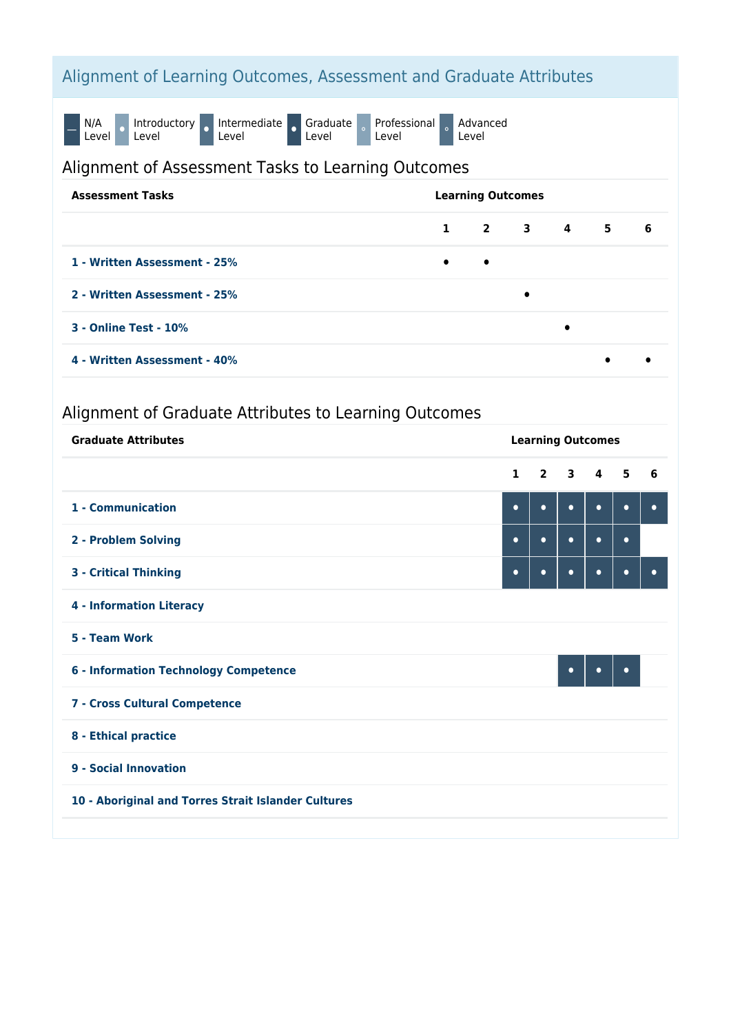## Alignment of Learning Outcomes, Assessment and Graduate Attributes

N/A Level | Introductory Level | Intermediate Level | Graduate Level | Professional Level | Advanced Level

### Alignment of Assessment Tasks to Learning Outcomes

| Assessment Tasks | Learning Outcomes | | | | | |
|---|---|---|---|---|---|---|
| | 1 | 2 | 3 | 4 | 5 | 6 |
| 1 - Written Assessment - 25% | • | • | | | | |
| 2 - Written Assessment - 25% | | | • | | | |
| 3 - Online Test - 10% | | | | • | | |
| 4 - Written Assessment - 40% | | | | | • | • |

### Alignment of Graduate Attributes to Learning Outcomes

| Graduate Attributes | Learning Outcomes | | | | | |
|---|---|---|---|---|---|---|
| | 1 | 2 | 3 | 4 | 5 | 6 |
| 1 - Communication | • | • | • | • | • | • |
| 2 - Problem Solving | • | • | • | • | • | |
| 3 - Critical Thinking | • | • | • | • | • | • |
| 4 - Information Literacy | | | | | | |
| 5 - Team Work | | | | | | |
| 6 - Information Technology Competence | | | • | • | • | |
| 7 - Cross Cultural Competence | | | | | | |
| 8 - Ethical practice | | | | | | |
| 9 - Social Innovation | | | | | | |
| 10 - Aboriginal and Torres Strait Islander Cultures | | | | | | |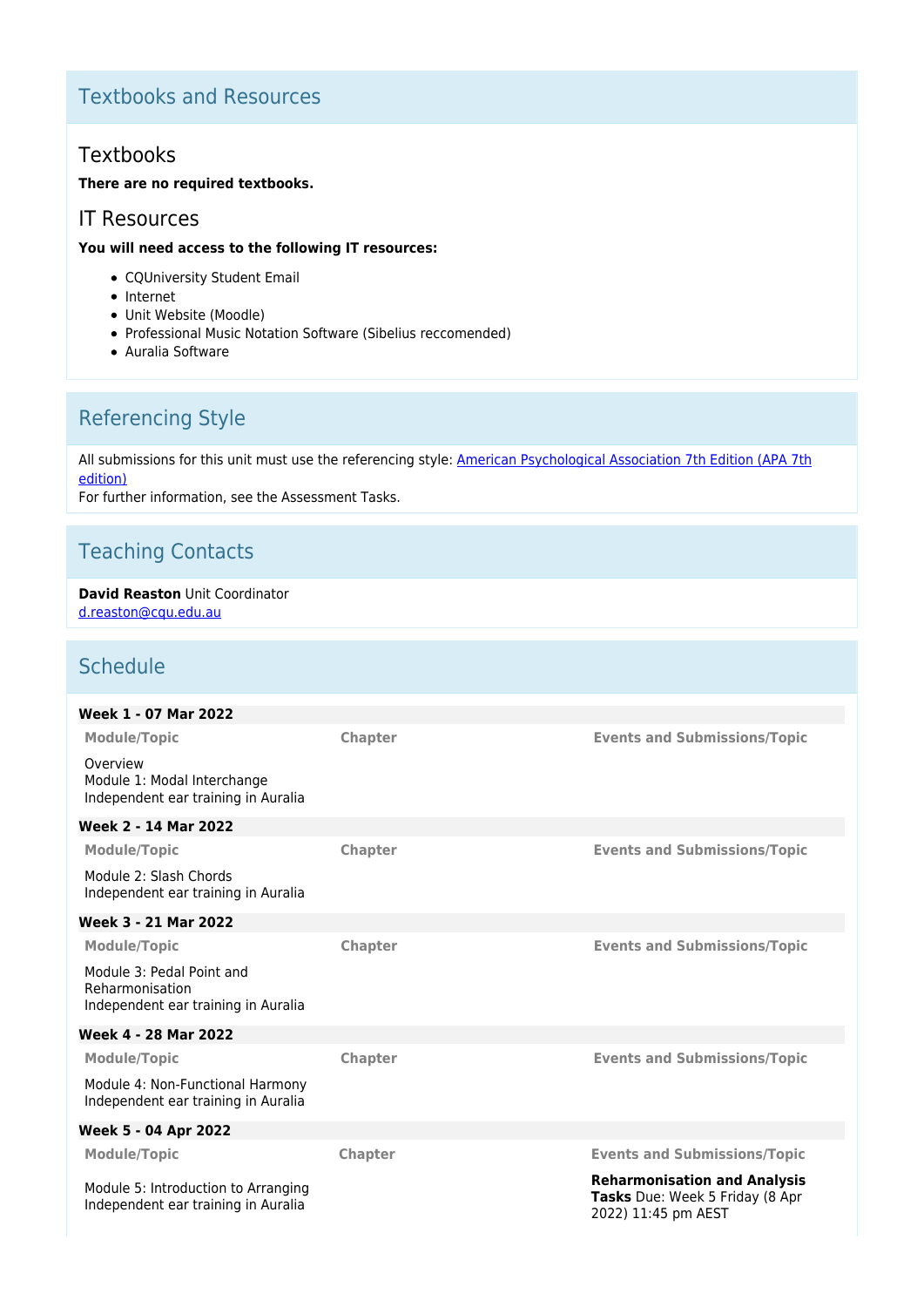## Textbooks and Resources

### Textbooks

**There are no required textbooks.**

### IT Resources

**You will need access to the following IT resources:**

- CQUniversity Student Email
- Internet
- Unit Website (Moodle)
- Professional Music Notation Software (Sibelius reccomended)
- Auralia Software

## Referencing Style

All submissions for this unit must use the referencing style: [American Psychological Association 7th Edition (APA 7th edition)](#)
For further information, see the Assessment Tasks.

## Teaching Contacts

**David Reaston** Unit Coordinator
[d.reaston@cqu.edu.au](mailto:d.reaston@cqu.edu.au)

## Schedule

**Week 1 - 07 Mar 2022**

| Module/Topic | Chapter | Events and Submissions/Topic |
|---|---|---|
| Overview<br>Module 1: Modal Interchange<br>Independent ear training in Auralia | | |

**Week 2 - 14 Mar 2022**

| Module/Topic | Chapter | Events and Submissions/Topic |
|---|---|---|
| Module 2: Slash Chords<br>Independent ear training in Auralia | | |

**Week 3 - 21 Mar 2022**

| Module/Topic | Chapter | Events and Submissions/Topic |
|---|---|---|
| Module 3: Pedal Point and Reharmonisation<br>Independent ear training in Auralia | | |

**Week 4 - 28 Mar 2022**

| Module/Topic | Chapter | Events and Submissions/Topic |
|---|---|---|
| Module 4: Non-Functional Harmony<br>Independent ear training in Auralia | | |

**Week 5 - 04 Apr 2022**

| Module/Topic | Chapter | Events and Submissions/Topic |
|---|---|---|
| Module 5: Introduction to Arranging<br>Independent ear training in Auralia | | **Reharmonisation and Analysis Tasks** Due: Week 5 Friday (8 Apr 2022) 11:45 pm AEST |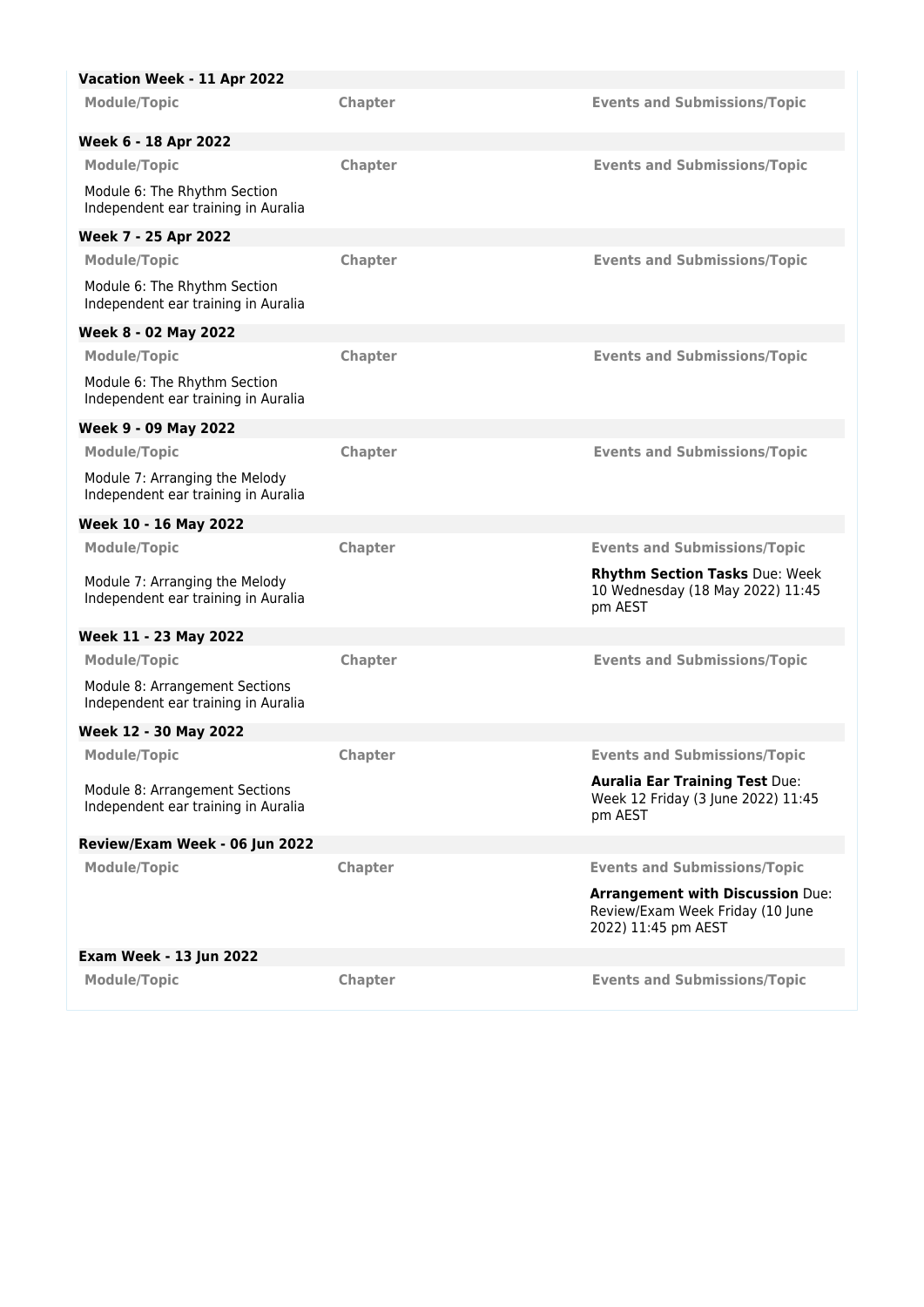**Vacation Week - 11 Apr 2022**

| Module/Topic | Chapter | Events and Submissions/Topic |
|---|---|---|

**Week 6 - 18 Apr 2022**

| Module/Topic | Chapter | Events and Submissions/Topic |
|---|---|---|
| Module 6: The Rhythm Section<br>Independent ear training in Auralia | | |

**Week 7 - 25 Apr 2022**

| Module/Topic | Chapter | Events and Submissions/Topic |
|---|---|---|
| Module 6: The Rhythm Section<br>Independent ear training in Auralia | | |

**Week 8 - 02 May 2022**

| Module/Topic | Chapter | Events and Submissions/Topic |
|---|---|---|
| Module 6: The Rhythm Section<br>Independent ear training in Auralia | | |

**Week 9 - 09 May 2022**

| Module/Topic | Chapter | Events and Submissions/Topic |
|---|---|---|
| Module 7: Arranging the Melody<br>Independent ear training in Auralia | | |

**Week 10 - 16 May 2022**

| Module/Topic | Chapter | Events and Submissions/Topic |
|---|---|---|
| Module 7: Arranging the Melody<br>Independent ear training in Auralia | | **Rhythm Section Tasks** Due: Week 10 Wednesday (18 May 2022) 11:45 pm AEST |

**Week 11 - 23 May 2022**

| Module/Topic | Chapter | Events and Submissions/Topic |
|---|---|---|
| Module 8: Arrangement Sections<br>Independent ear training in Auralia | | |

**Week 12 - 30 May 2022**

| Module/Topic | Chapter | Events and Submissions/Topic |
|---|---|---|
| Module 8: Arrangement Sections<br>Independent ear training in Auralia | | **Auralia Ear Training Test** Due: Week 12 Friday (3 June 2022) 11:45 pm AEST |

**Review/Exam Week - 06 Jun 2022**

| Module/Topic | Chapter | Events and Submissions/Topic |
|---|---|---|
| | | **Arrangement with Discussion** Due: Review/Exam Week Friday (10 June 2022) 11:45 pm AEST |

**Exam Week - 13 Jun 2022**

| Module/Topic | Chapter | Events and Submissions/Topic |
|---|---|---|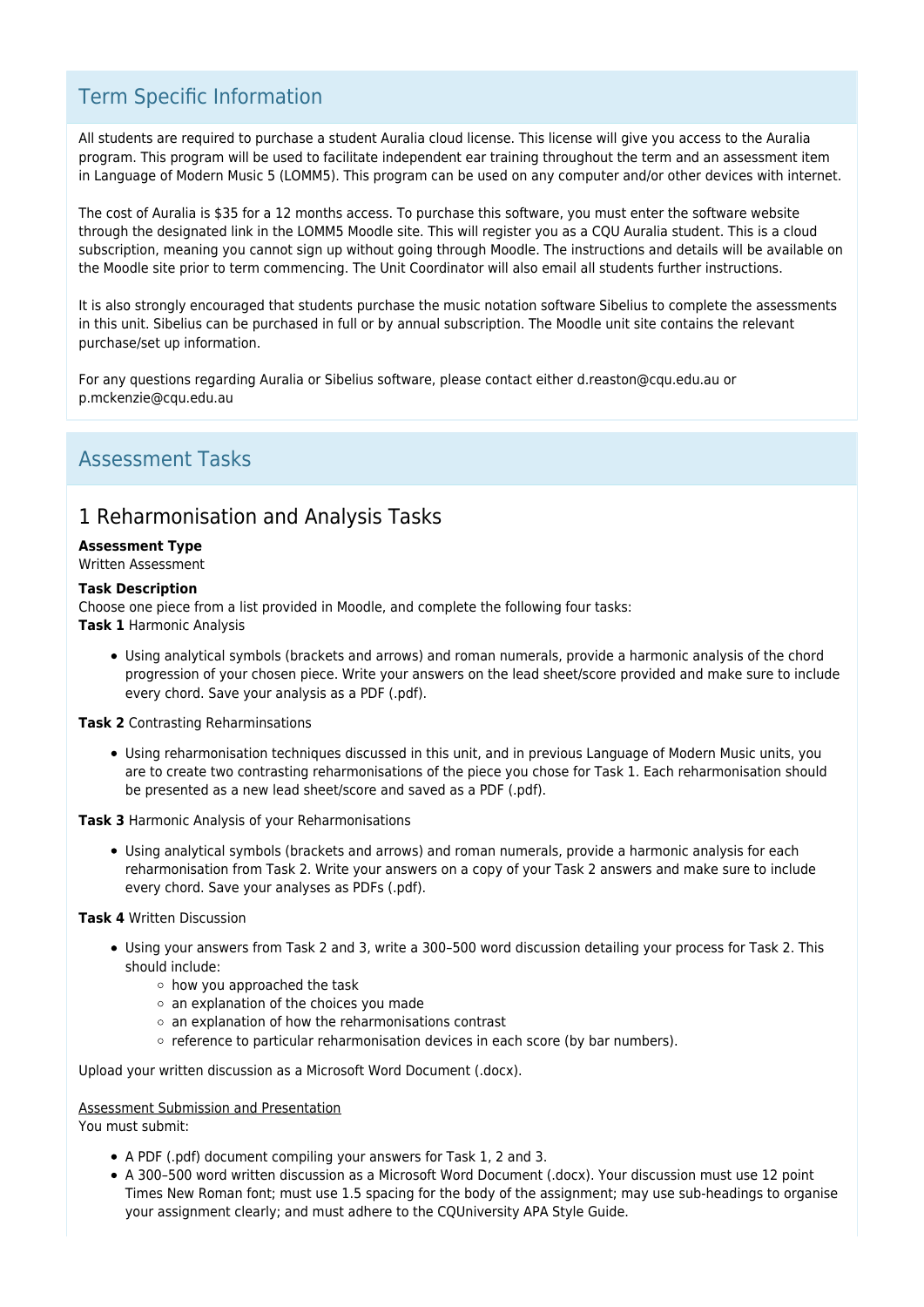## Term Specific Information

All students are required to purchase a student Auralia cloud license. This license will give you access to the Auralia program. This program will be used to facilitate independent ear training throughout the term and an assessment item in Language of Modern Music 5 (LOMM5). This program can be used on any computer and/or other devices with internet.

The cost of Auralia is $35 for a 12 months access. To purchase this software, you must enter the software website through the designated link in the LOMM5 Moodle site. This will register you as a CQU Auralia student. This is a cloud subscription, meaning you cannot sign up without going through Moodle. The instructions and details will be available on the Moodle site prior to term commencing. The Unit Coordinator will also email all students further instructions.

It is also strongly encouraged that students purchase the music notation software Sibelius to complete the assessments in this unit. Sibelius can be purchased in full or by annual subscription. The Moodle unit site contains the relevant purchase/set up information.

For any questions regarding Auralia or Sibelius software, please contact either d.reaston@cqu.edu.au or p.mckenzie@cqu.edu.au

## Assessment Tasks

### 1 Reharmonisation and Analysis Tasks

**Assessment Type**
Written Assessment

**Task Description**
Choose one piece from a list provided in Moodle, and complete the following four tasks:
**Task 1** Harmonic Analysis

- Using analytical symbols (brackets and arrows) and roman numerals, provide a harmonic analysis of the chord progression of your chosen piece. Write your answers on the lead sheet/score provided and make sure to include every chord. Save your analysis as a PDF (.pdf).

**Task 2** Contrasting Reharminsations

- Using reharmonisation techniques discussed in this unit, and in previous Language of Modern Music units, you are to create two contrasting reharmonisations of the piece you chose for Task 1. Each reharmonisation should be presented as a new lead sheet/score and saved as a PDF (.pdf).

**Task 3** Harmonic Analysis of your Reharmonisations

- Using analytical symbols (brackets and arrows) and roman numerals, provide a harmonic analysis for each reharmonisation from Task 2. Write your answers on a copy of your Task 2 answers and make sure to include every chord. Save your analyses as PDFs (.pdf).

**Task 4** Written Discussion

- Using your answers from Task 2 and 3, write a 300–500 word discussion detailing your process for Task 2. This should include:
  - how you approached the task
  - an explanation of the choices you made
  - an explanation of how the reharmonisations contrast
  - reference to particular reharmonisation devices in each score (by bar numbers).

Upload your written discussion as a Microsoft Word Document (.docx).

<u>Assessment Submission and Presentation</u>
You must submit:

- A PDF (.pdf) document compiling your answers for Task 1, 2 and 3.
- A 300–500 word written discussion as a Microsoft Word Document (.docx). Your discussion must use 12 point Times New Roman font; must use 1.5 spacing for the body of the assignment; may use sub-headings to organise your assignment clearly; and must adhere to the CQUniversity APA Style Guide.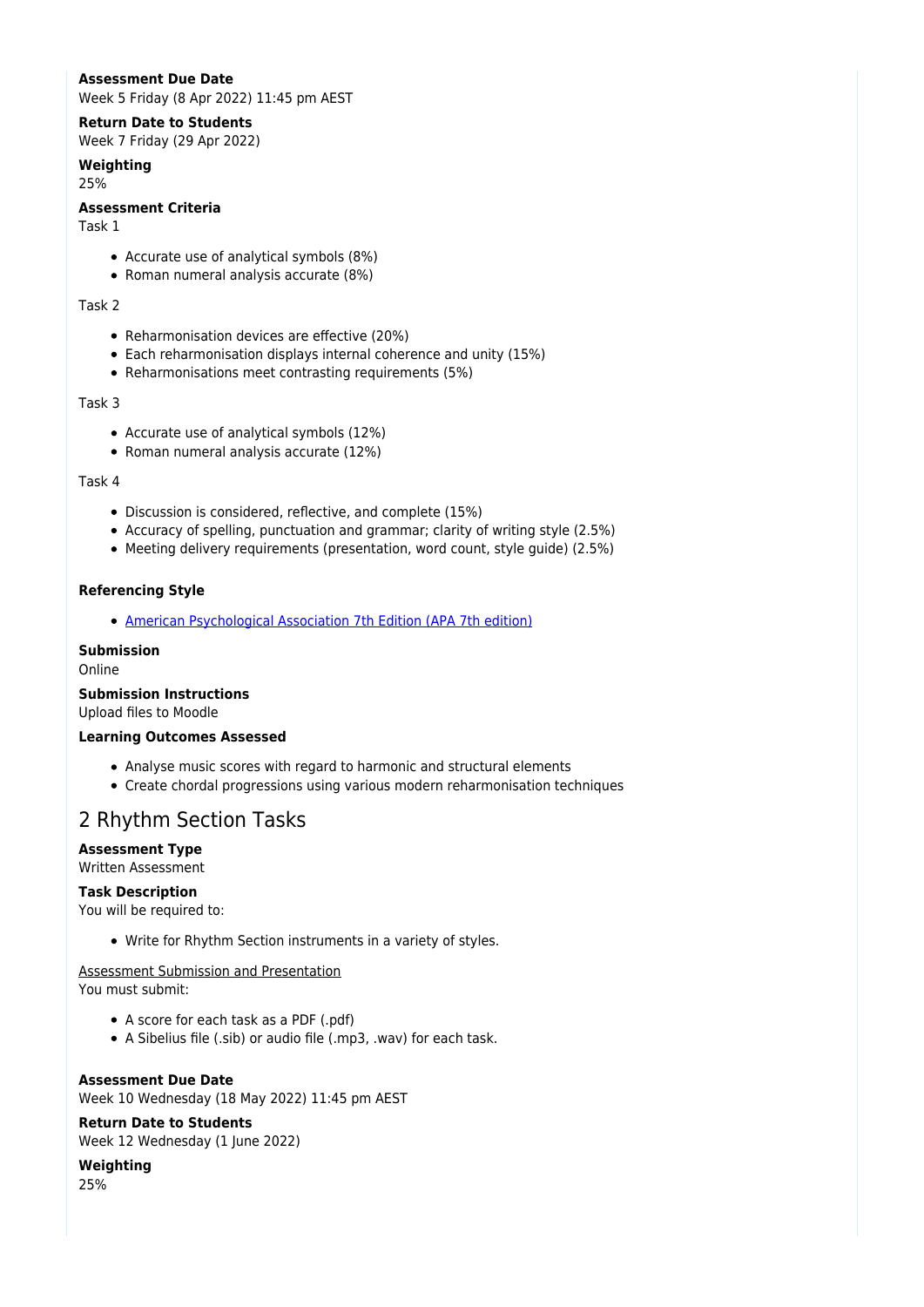**Assessment Due Date**
Week 5 Friday (8 Apr 2022) 11:45 pm AEST

**Return Date to Students**
Week 7 Friday (29 Apr 2022)

**Weighting**
25%

**Assessment Criteria**
Task 1

- Accurate use of analytical symbols (8%)
- Roman numeral analysis accurate (8%)

Task 2

- Reharmonisation devices are effective (20%)
- Each reharmonisation displays internal coherence and unity (15%)
- Reharmonisations meet contrasting requirements (5%)

Task 3

- Accurate use of analytical symbols (12%)
- Roman numeral analysis accurate (12%)

Task 4

- Discussion is considered, reflective, and complete (15%)
- Accuracy of spelling, punctuation and grammar; clarity of writing style (2.5%)
- Meeting delivery requirements (presentation, word count, style guide) (2.5%)

**Referencing Style**

- [American Psychological Association 7th Edition (APA 7th edition)]

**Submission**
Online

**Submission Instructions**
Upload files to Moodle

**Learning Outcomes Assessed**

- Analyse music scores with regard to harmonic and structural elements
- Create chordal progressions using various modern reharmonisation techniques

## 2 Rhythm Section Tasks

**Assessment Type**
Written Assessment

**Task Description**
You will be required to:

- Write for Rhythm Section instruments in a variety of styles.

Assessment Submission and Presentation
You must submit:

- A score for each task as a PDF (.pdf)
- A Sibelius file (.sib) or audio file (.mp3, .wav) for each task.

**Assessment Due Date**
Week 10 Wednesday (18 May 2022) 11:45 pm AEST

**Return Date to Students**
Week 12 Wednesday (1 June 2022)

**Weighting**
25%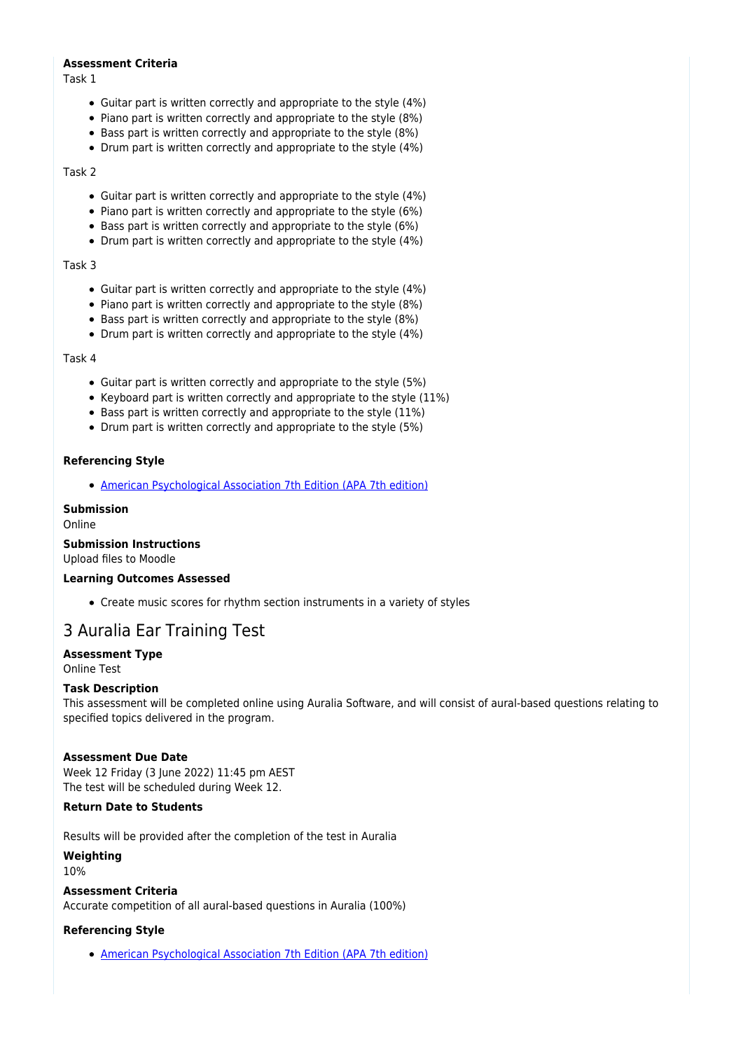**Assessment Criteria**

Task 1

- Guitar part is written correctly and appropriate to the style (4%)
- Piano part is written correctly and appropriate to the style (8%)
- Bass part is written correctly and appropriate to the style (8%)
- Drum part is written correctly and appropriate to the style (4%)

Task 2

- Guitar part is written correctly and appropriate to the style (4%)
- Piano part is written correctly and appropriate to the style (6%)
- Bass part is written correctly and appropriate to the style (6%)
- Drum part is written correctly and appropriate to the style (4%)

Task 3

- Guitar part is written correctly and appropriate to the style (4%)
- Piano part is written correctly and appropriate to the style (8%)
- Bass part is written correctly and appropriate to the style (8%)
- Drum part is written correctly and appropriate to the style (4%)

Task 4

- Guitar part is written correctly and appropriate to the style (5%)
- Keyboard part is written correctly and appropriate to the style (11%)
- Bass part is written correctly and appropriate to the style (11%)
- Drum part is written correctly and appropriate to the style (5%)

**Referencing Style**

- American Psychological Association 7th Edition (APA 7th edition)

**Submission**

Online

**Submission Instructions**

Upload files to Moodle

**Learning Outcomes Assessed**

- Create music scores for rhythm section instruments in a variety of styles

## 3 Auralia Ear Training Test

**Assessment Type**

Online Test

**Task Description**

This assessment will be completed online using Auralia Software, and will consist of aural-based questions relating to specified topics delivered in the program.

**Assessment Due Date**

Week 12 Friday (3 June 2022) 11:45 pm AEST
The test will be scheduled during Week 12.

**Return Date to Students**

Results will be provided after the completion of the test in Auralia

**Weighting**

10%

**Assessment Criteria**

Accurate competition of all aural-based questions in Auralia (100%)

**Referencing Style**

- American Psychological Association 7th Edition (APA 7th edition)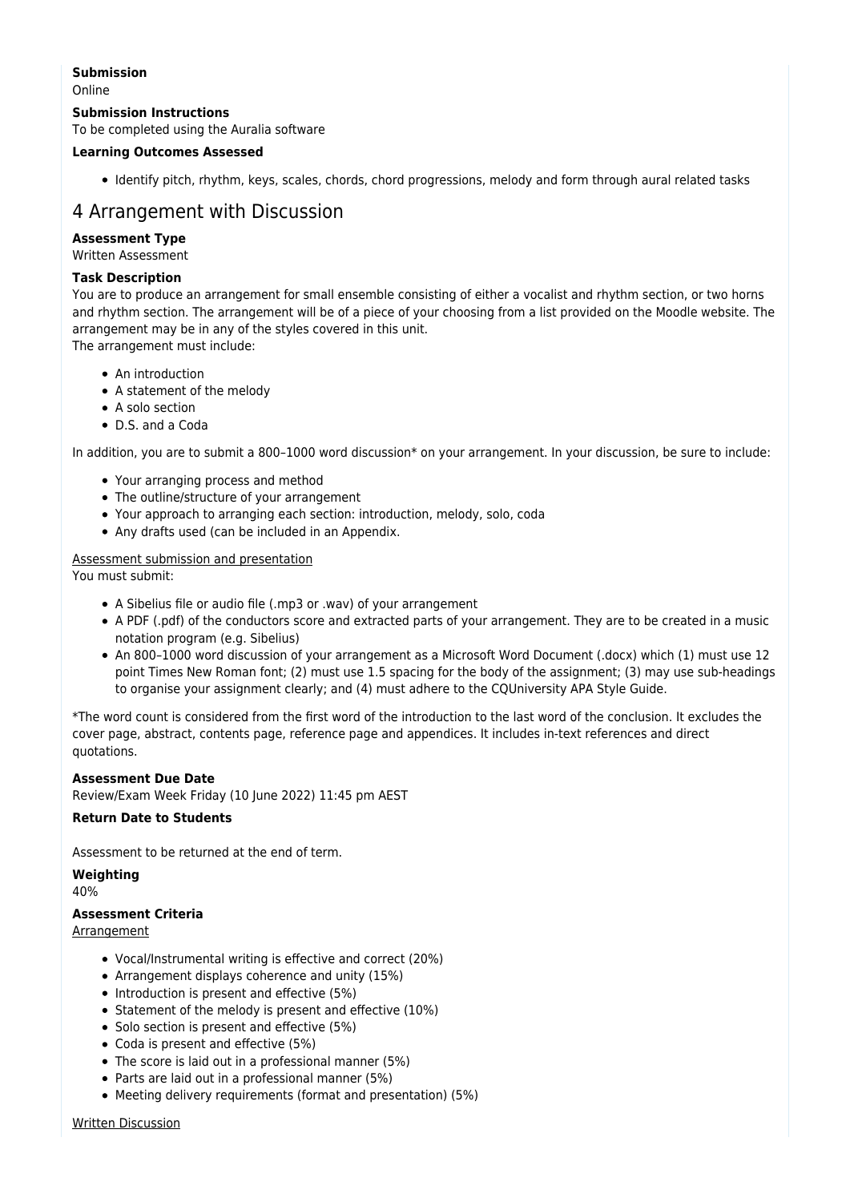**Submission**
Online

**Submission Instructions**
To be completed using the Auralia software

**Learning Outcomes Assessed**

- Identify pitch, rhythm, keys, scales, chords, chord progressions, melody and form through aural related tasks

## 4 Arrangement with Discussion

**Assessment Type**
Written Assessment

**Task Description**
You are to produce an arrangement for small ensemble consisting of either a vocalist and rhythm section, or two horns and rhythm section. The arrangement will be of a piece of your choosing from a list provided on the Moodle website. The arrangement may be in any of the styles covered in this unit.
The arrangement must include:

- An introduction
- A statement of the melody
- A solo section
- D.S. and a Coda

In addition, you are to submit a 800–1000 word discussion* on your arrangement. In your discussion, be sure to include:

- Your arranging process and method
- The outline/structure of your arrangement
- Your approach to arranging each section: introduction, melody, solo, coda
- Any drafts used (can be included in an Appendix.

Assessment submission and presentation
You must submit:

- A Sibelius file or audio file (.mp3 or .wav) of your arrangement
- A PDF (.pdf) of the conductors score and extracted parts of your arrangement. They are to be created in a music notation program (e.g. Sibelius)
- An 800–1000 word discussion of your arrangement as a Microsoft Word Document (.docx) which (1) must use 12 point Times New Roman font; (2) must use 1.5 spacing for the body of the assignment; (3) may use sub-headings to organise your assignment clearly; and (4) must adhere to the CQUniversity APA Style Guide.

*The word count is considered from the first word of the introduction to the last word of the conclusion. It excludes the cover page, abstract, contents page, reference page and appendices. It includes in-text references and direct quotations.

**Assessment Due Date**
Review/Exam Week Friday (10 June 2022) 11:45 pm AEST

**Return Date to Students**

Assessment to be returned at the end of term.

**Weighting**
40%

**Assessment Criteria**
Arrangement

- Vocal/Instrumental writing is effective and correct (20%)
- Arrangement displays coherence and unity (15%)
- Introduction is present and effective (5%)
- Statement of the melody is present and effective (10%)
- Solo section is present and effective (5%)
- Coda is present and effective (5%)
- The score is laid out in a professional manner (5%)
- Parts are laid out in a professional manner (5%)
- Meeting delivery requirements (format and presentation) (5%)

Written Discussion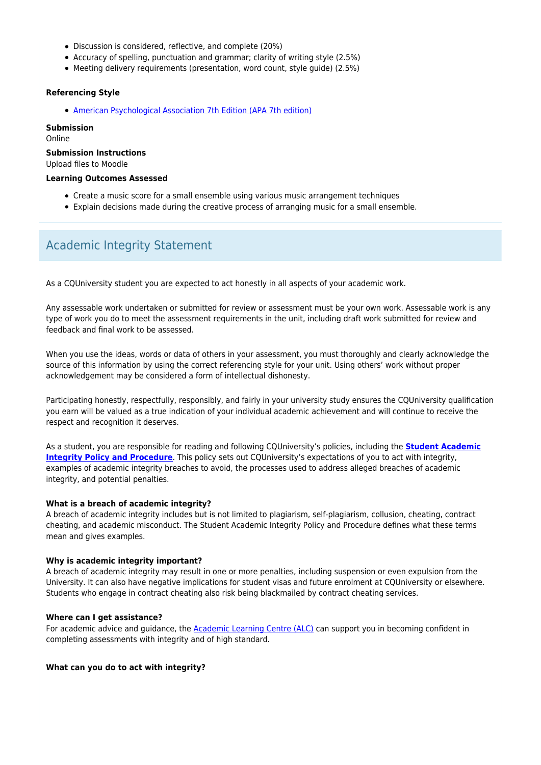- Discussion is considered, reflective, and complete (20%)
- Accuracy of spelling, punctuation and grammar; clarity of writing style (2.5%)
- Meeting delivery requirements (presentation, word count, style guide) (2.5%)

**Referencing Style**

- [American Psychological Association 7th Edition (APA 7th edition)]()

**Submission**
Online

**Submission Instructions**
Upload files to Moodle

**Learning Outcomes Assessed**

- Create a music score for a small ensemble using various music arrangement techniques
- Explain decisions made during the creative process of arranging music for a small ensemble.

## Academic Integrity Statement

As a CQUniversity student you are expected to act honestly in all aspects of your academic work.

Any assessable work undertaken or submitted for review or assessment must be your own work. Assessable work is any type of work you do to meet the assessment requirements in the unit, including draft work submitted for review and feedback and final work to be assessed.

When you use the ideas, words or data of others in your assessment, you must thoroughly and clearly acknowledge the source of this information by using the correct referencing style for your unit. Using others' work without proper acknowledgement may be considered a form of intellectual dishonesty.

Participating honestly, respectfully, responsibly, and fairly in your university study ensures the CQUniversity qualification you earn will be valued as a true indication of your individual academic achievement and will continue to receive the respect and recognition it deserves.

As a student, you are responsible for reading and following CQUniversity's policies, including the **Student Academic Integrity Policy and Procedure**. This policy sets out CQUniversity's expectations of you to act with integrity, examples of academic integrity breaches to avoid, the processes used to address alleged breaches of academic integrity, and potential penalties.

**What is a breach of academic integrity?**
A breach of academic integrity includes but is not limited to plagiarism, self-plagiarism, collusion, cheating, contract cheating, and academic misconduct. The Student Academic Integrity Policy and Procedure defines what these terms mean and gives examples.

**Why is academic integrity important?**
A breach of academic integrity may result in one or more penalties, including suspension or even expulsion from the University. It can also have negative implications for student visas and future enrolment at CQUniversity or elsewhere. Students who engage in contract cheating also risk being blackmailed by contract cheating services.

**Where can I get assistance?**
For academic advice and guidance, the Academic Learning Centre (ALC) can support you in becoming confident in completing assessments with integrity and of high standard.

**What can you do to act with integrity?**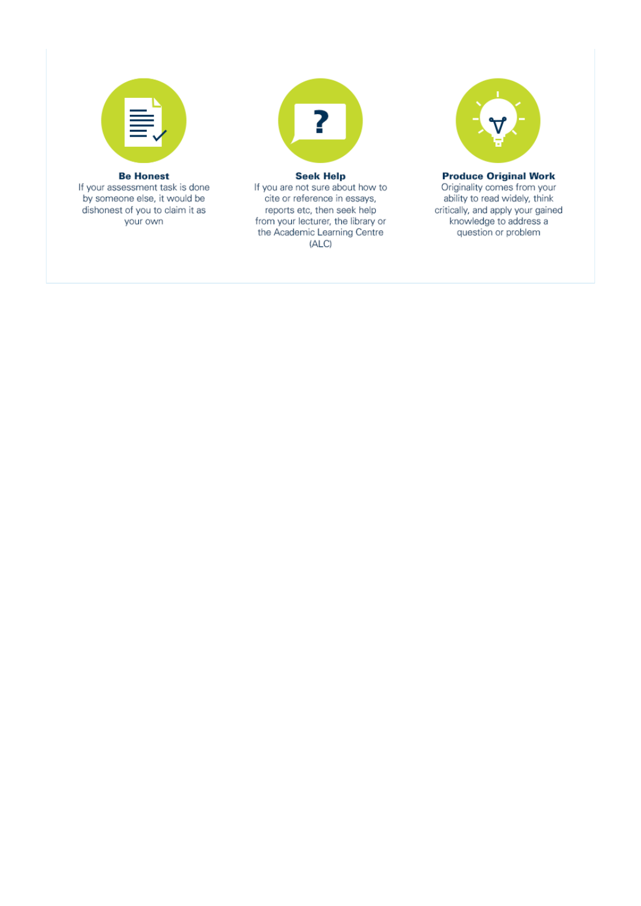**Be Honest**

If your assessment task is done by someone else, it would be dishonest of you to claim it as your own

**Seek Help**

If you are not sure about how to cite or reference in essays, reports etc, then seek help from your lecturer, the library or the Academic Learning Centre (ALC)

**Produce Original Work**

Originality comes from your ability to read widely, think critically, and apply your gained knowledge to address a question or problem